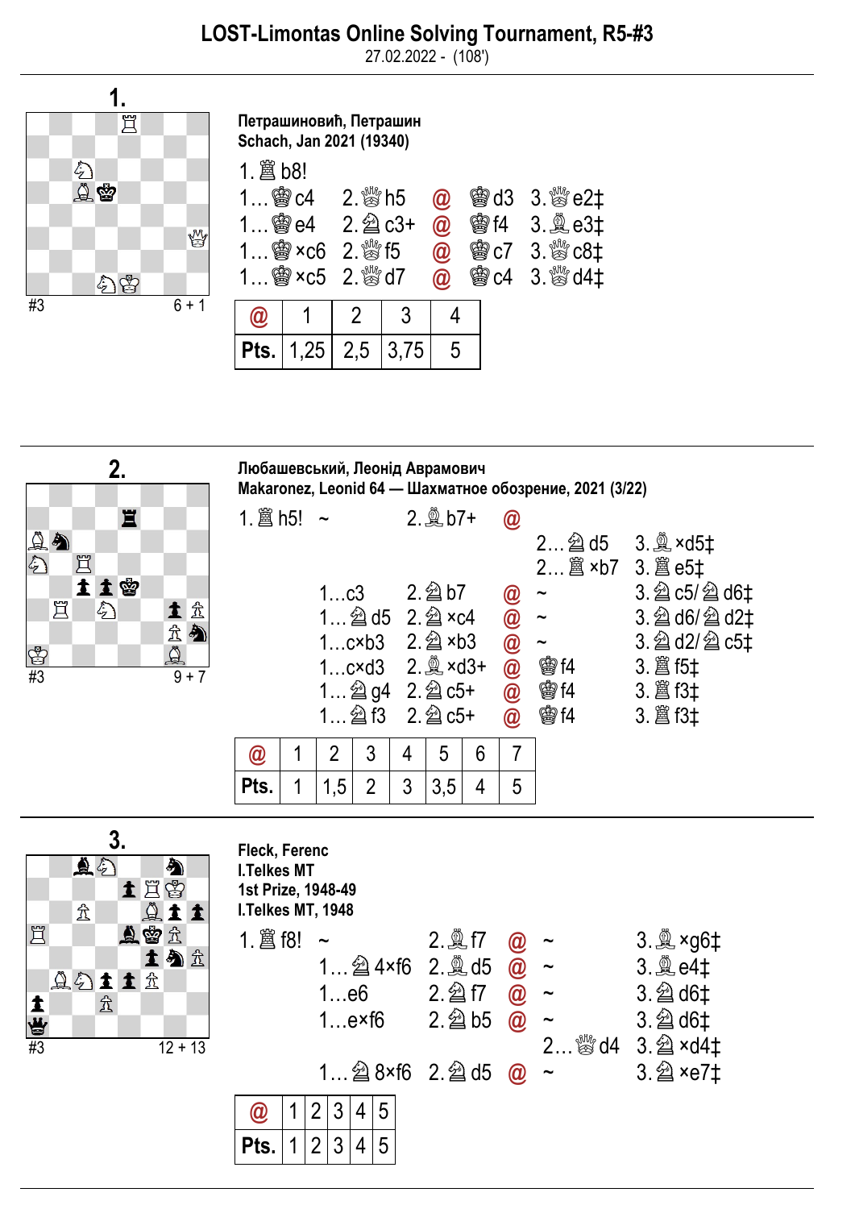# LOST-Limontas Online Solving Tournament, R5-#3

27.02.2022 - (108')

## 1.

#3 — 6 + 1

**Петрашиновић, Петрашин**
**Schach, Jan 2021 (19340)**

1. ♖b8!
1... ♔c4 2. ♕h5 @ ♔d3 3. ♕e2‡
1... ♔e4 2. ♘c3+ @ ♔f4 3. ♗e3‡
1... ♔×c6 2. ♕f5 @ ♔c7 3. ♕c8‡
1... ♔×c5 2. ♕d7 @ ♔c4 3. ♕d4‡

| @ | 1 | 2 | 3 | 4 |
|---|---|---|---|---|
| Pts. | 1,25 | 2,5 | 3,75 | 5 |

## 2.

#3 — 9 + 7

**Любашевський, Леонід Авраамович**
**Makaronez, Leonid 64 — Шахматное обозрение, 2021 (3/22)**

1. ♖h5! ~ 2. ♗b7+ @
 2... ♘d5 3. ♗×d5‡
 2... ♖×b7 3. ♖e5‡
1...c3 2. ♘b7 @ ~ 3. ♘c5/♘d6‡
1... ♘d5 2. ♘×c4 @ ~ 3. ♘d6/♘d2‡
1...c×b3 2. ♘×b3 @ ~ 3. ♘d2/♘c5‡
1...c×d3 2. ♗×d3+ @ ♔f4 3. ♖f5‡
1... ♘g4 2. ♘c5+ @ ♔f4 3. ♖f3‡
1... ♘f3 2. ♘c5+ @ ♔f4 3. ♖f3‡

| @ | 1 | 2 | 3 | 4 | 5 | 6 | 7 |
|---|---|---|---|---|---|---|---|
| Pts. | 1 | 1,5 | 2 | 3 | 3,5 | 4 | 5 |

## 3.

#3 — 12 + 13

**Fleck, Ferenc**
**I.Telkes MT**
**1st Prize, 1948-49**
**I.Telkes MT, 1948**

1. ♖f8! ~ 2. ♗f7 @ ~ 3. ♗×g6‡
1... ♘4×f6 2. ♗d5 @ ~ 3. ♗e4‡
1...e6 2. ♘f7 @ ~ 3. ♘d6‡
1...e×f6 2. ♘b5 @ ~ 3. ♘d6‡
 2... ♕d4 3. ♘×d4‡
1... ♘8×f6 2. ♘d5 @ ~ 3. ♘×e7‡

| @ | 1 | 2 | 3 | 4 | 5 |
|---|---|---|---|---|---|
| Pts. | 1 | 2 | 3 | 4 | 5 |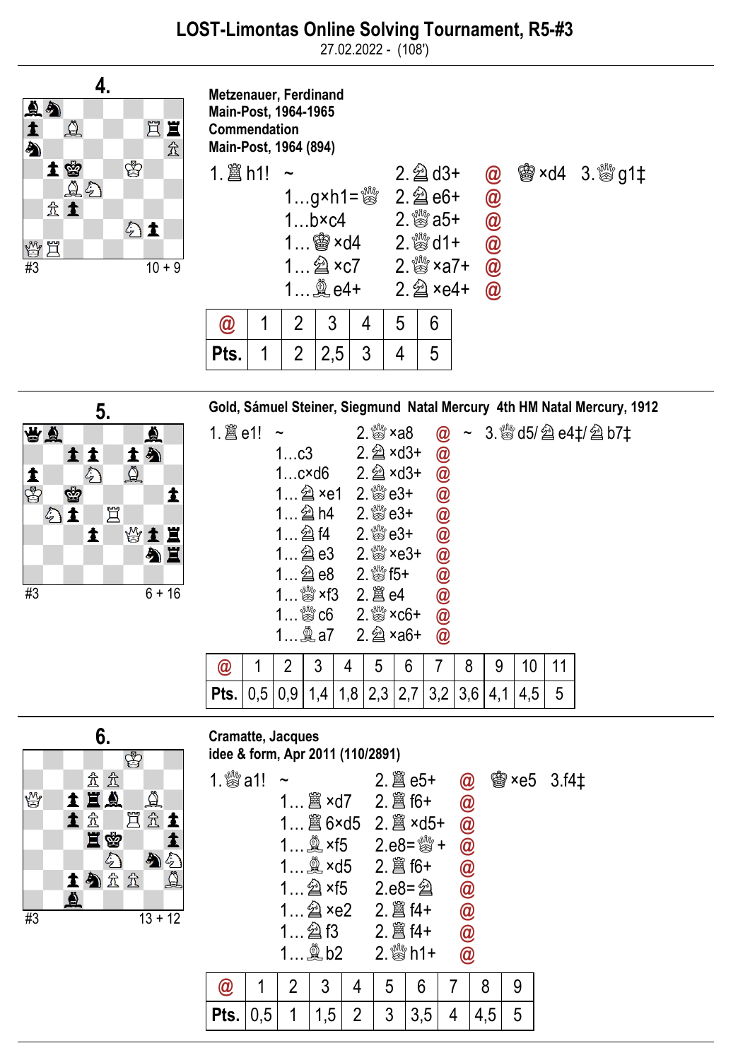# LOST-Limontas Online Solving Tournament, R5-#3

27.02.2022 - (108')

## 4.

#3 10 + 9

**Metzenauer, Ferdinand**
**Main-Post, 1964-1965**
**Commendation**
**Main-Post, 1964 (894)**

1.♖h1! ~ 2.♘d3+ @ ♚×d4 3.♕g1‡
1…g×h1=♕ 2.♘e6+ @
1…b×c4 2.♕a5+ @
1…♚×d4 2.♕d1+ @
1…♘×c7 2.♕×a7+ @
1…♗e4+ 2.♘×e4+ @

| @ | 1 | 2 | 3 | 4 | 5 | 6 |
|---|---|---|---|---|---|---|
| Pts. | 1 | 2 | 2,5 | 3 | 4 | 5 |

## 5.

#3 6 + 16

**Gold, Sámuel Steiner, Siegmund Natal Mercury 4th HM Natal Mercury, 1912**

1.♖e1! ~ 2.♕×a8 @ ~ 3.♕d5/♘e4‡/♘b7‡
1…c3 2.♘×d3+ @
1…c×d6 2.♘×d3+ @
1…♘×e1 2.♕e3+ @
1…♘h4 2.♕e3+ @
1…♘f4 2.♕e3+ @
1…♘e3 2.♕×e3+ @
1…♘e8 2.♕f5+ @
1…♕×f3 2.♖e4 @
1…♕c6 2.♕×c6+ @
1…♗a7 2.♘×a6+ @

| @ | 1 | 2 | 3 | 4 | 5 | 6 | 7 | 8 | 9 | 10 | 11 |
|---|---|---|---|---|---|---|---|---|---|---|---|
| Pts. | 0,5 | 0,9 | 1,4 | 1,8 | 2,3 | 2,7 | 3,2 | 3,6 | 4,1 | 4,5 | 5 |

## 6.

#3 13 + 12

**Cramatte, Jacques**
**idee & form, Apr 2011 (110/2891)**

1.♕a1! ~ 2.♖e5+ @ ♚×e5 3.f4‡
1…♖×d7 2.♖f6+ @
1…♖6×d5 2.♖×d5+ @
1…♗×f5 2.e8=♕+ @
1…♗×d5 2.♖f6+ @
1…♘×f5 2.e8=♘ @
1…♘×e2 2.♖f4+ @
1…♘f3 2.♖f4+ @
1…♗b2 2.♕h1+ @

| @ | 1 | 2 | 3 | 4 | 5 | 6 | 7 | 8 | 9 |
|---|---|---|---|---|---|---|---|---|---|
| Pts. | 0,5 | 1 | 1,5 | 2 | 3 | 3,5 | 4 | 4,5 | 5 |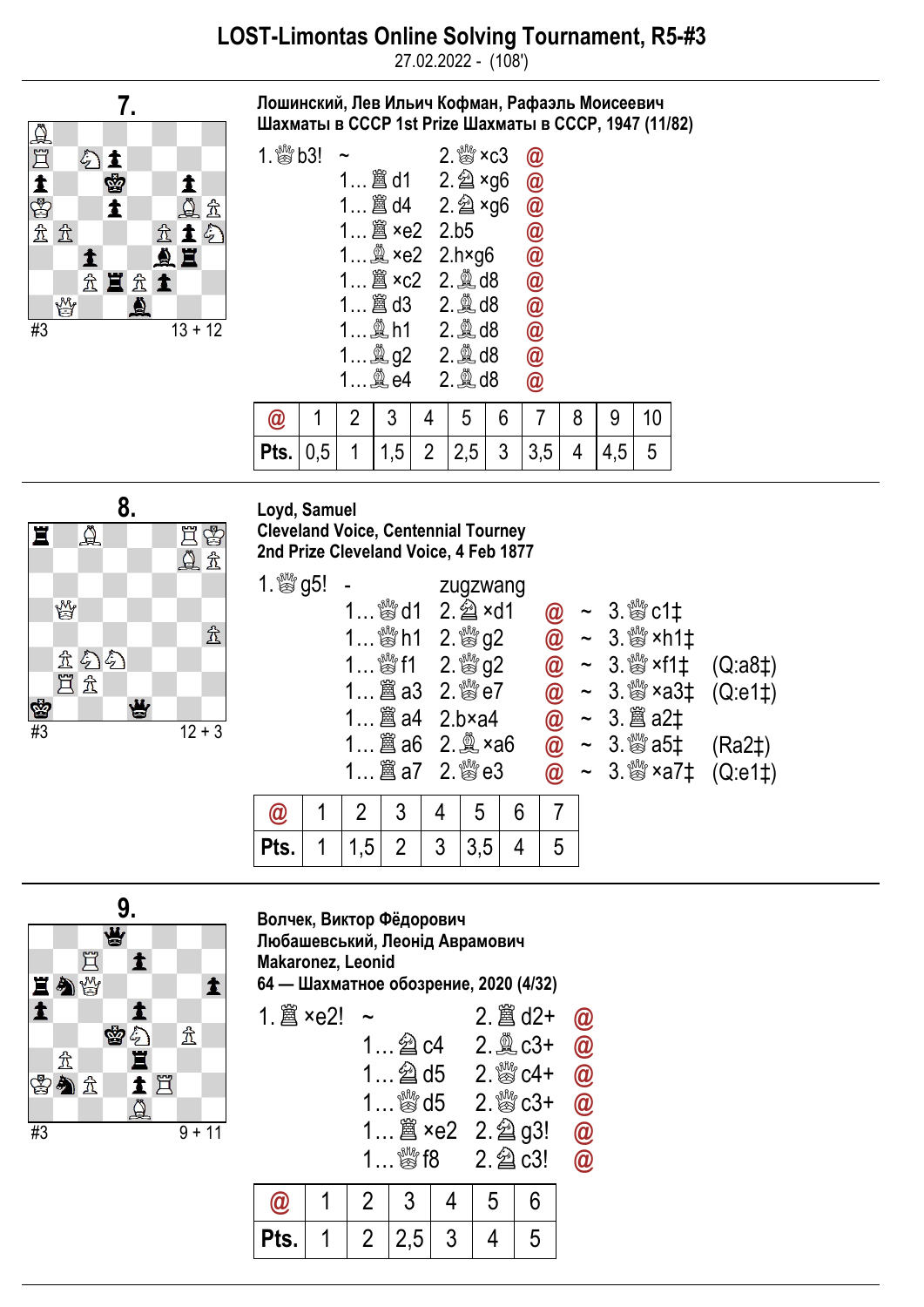# LOST-Limontas Online Solving Tournament, R5-#3

27.02.2022 - (108')

## 7.

#3 13 + 12

**Лошинский, Лев Ильич Кофман, Рафаэль Моисеевич**
**Шахматы в СССР 1st Prize Шахматы в СССР, 1947 (11/82)**

1. ♕b3! ~ 2. ♕×c3 @
1… ♖d1 2. ♘×g6 @
1… ♖d4 2. ♘×g6 @
1… ♖×e2 2.b5 @
1… ♗×e2 2.h×g6 @
1… ♖×c2 2. ♗d8 @
1… ♖d3 2. ♗d8 @
1… ♗h1 2. ♗d8 @
1… ♗g2 2. ♗d8 @
1… ♗e4 2. ♗d8 @

| @ | 1 | 2 | 3 | 4 | 5 | 6 | 7 | 8 | 9 | 10 |
|---|---|---|---|---|---|---|---|---|---|---|
| Pts. | 0,5 | 1 | 1,5 | 2 | 2,5 | 3 | 3,5 | 4 | 4,5 | 5 |

## 8.

#3 12 + 3

**Loyd, Samuel**
**Cleveland Voice, Centennial Tourney**
**2nd Prize Cleveland Voice, 4 Feb 1877**

1. ♕g5! - zugzwang
1… ♕d1 2. ♘×d1 @ ~ 3. ♕c1‡
1… ♕h1 2. ♕g2 @ ~ 3. ♕×h1‡
1… ♕f1 2. ♕g2 @ ~ 3. ♕×f1‡ (Q:a8‡)
1… ♖a3 2. ♕e7 @ ~ 3. ♕×a3‡ (Q:e1‡)
1… ♖a4 2.b×a4 @ ~ 3. ♖a2‡
1… ♖a6 2. ♗×a6 @ ~ 3. ♕a5‡ (Ra2‡)
1… ♖a7 2. ♕e3 @ ~ 3. ♕×a7‡ (Q:e1‡)

| @ | 1 | 2 | 3 | 4 | 5 | 6 | 7 |
|---|---|---|---|---|---|---|---|
| Pts. | 1 | 1,5 | 2 | 3 | 3,5 | 4 | 5 |

## 9.

#3 9 + 11

**Волчек, Виктор Фёдорович**
**Любашевський, Леонід Аврамович**
**Makaronez, Leonid**
**64 — Шахматное обозрение, 2020 (4/32)**

1. ♖×e2! ~ 2. ♖d2+ @
1… ♘c4 2. ♗c3+ @
1… ♘d5 2. ♕c4+ @
1… ♕d5 2. ♕c3+ @
1… ♖×e2 2. ♘g3! @
1… ♕f8 2. ♘c3! @

| @ | 1 | 2 | 3 | 4 | 5 | 6 |
|---|---|---|---|---|---|---|
| Pts. | 1 | 2 | 2,5 | 3 | 4 | 5 |